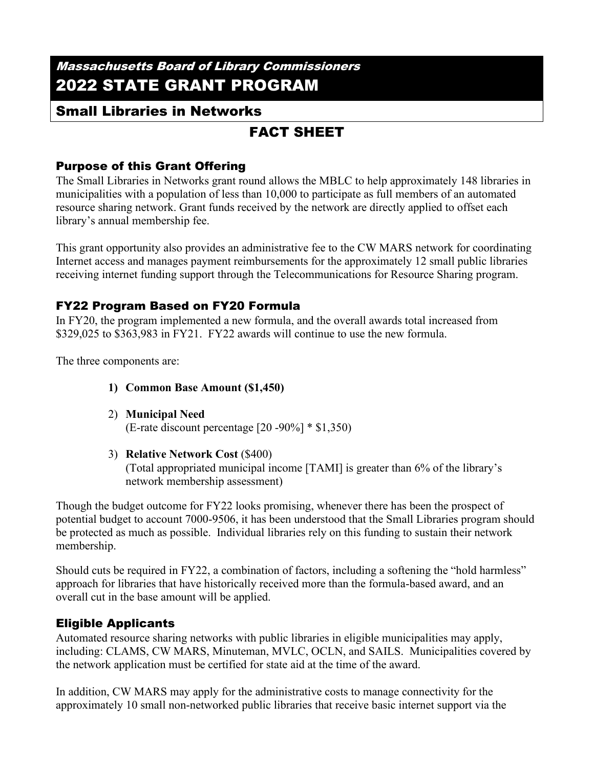# *Massachusetts Board of Library Commissioners*
# 2022 STATE GRANT PROGRAM

## Small Libraries in Networks

## FACT SHEET

### Purpose of this Grant Offering

The Small Libraries in Networks grant round allows the MBLC to help approximately 148 libraries in municipalities with a population of less than 10,000 to participate as full members of an automated resource sharing network. Grant funds received by the network are directly applied to offset each library's annual membership fee.

This grant opportunity also provides an administrative fee to the CW MARS network for coordinating Internet access and manages payment reimbursements for the approximately 12 small public libraries receiving internet funding support through the Telecommunications for Resource Sharing program.

### FY22 Program Based on FY20 Formula

In FY20, the program implemented a new formula, and the overall awards total increased from $329,025 to $363,983 in FY21. FY22 awards will continue to use the new formula.

The three components are:

1) **Common Base Amount ($1,450)**
2) **Municipal Need**
   (E-rate discount percentage [20 -90%] * $1,350)
3) **Relative Network Cost** ($400)
   (Total appropriated municipal income [TAMI] is greater than 6% of the library's network membership assessment)

Though the budget outcome for FY22 looks promising, whenever there has been the prospect of potential budget to account 7000-9506, it has been understood that the Small Libraries program should be protected as much as possible. Individual libraries rely on this funding to sustain their network membership.

Should cuts be required in FY22, a combination of factors, including a softening the "hold harmless" approach for libraries that have historically received more than the formula-based award, and an overall cut in the base amount will be applied.

### Eligible Applicants

Automated resource sharing networks with public libraries in eligible municipalities may apply, including: CLAMS, CW MARS, Minuteman, MVLC, OCLN, and SAILS. Municipalities covered by the network application must be certified for state aid at the time of the award.

In addition, CW MARS may apply for the administrative costs to manage connectivity for the approximately 10 small non-networked public libraries that receive basic internet support via the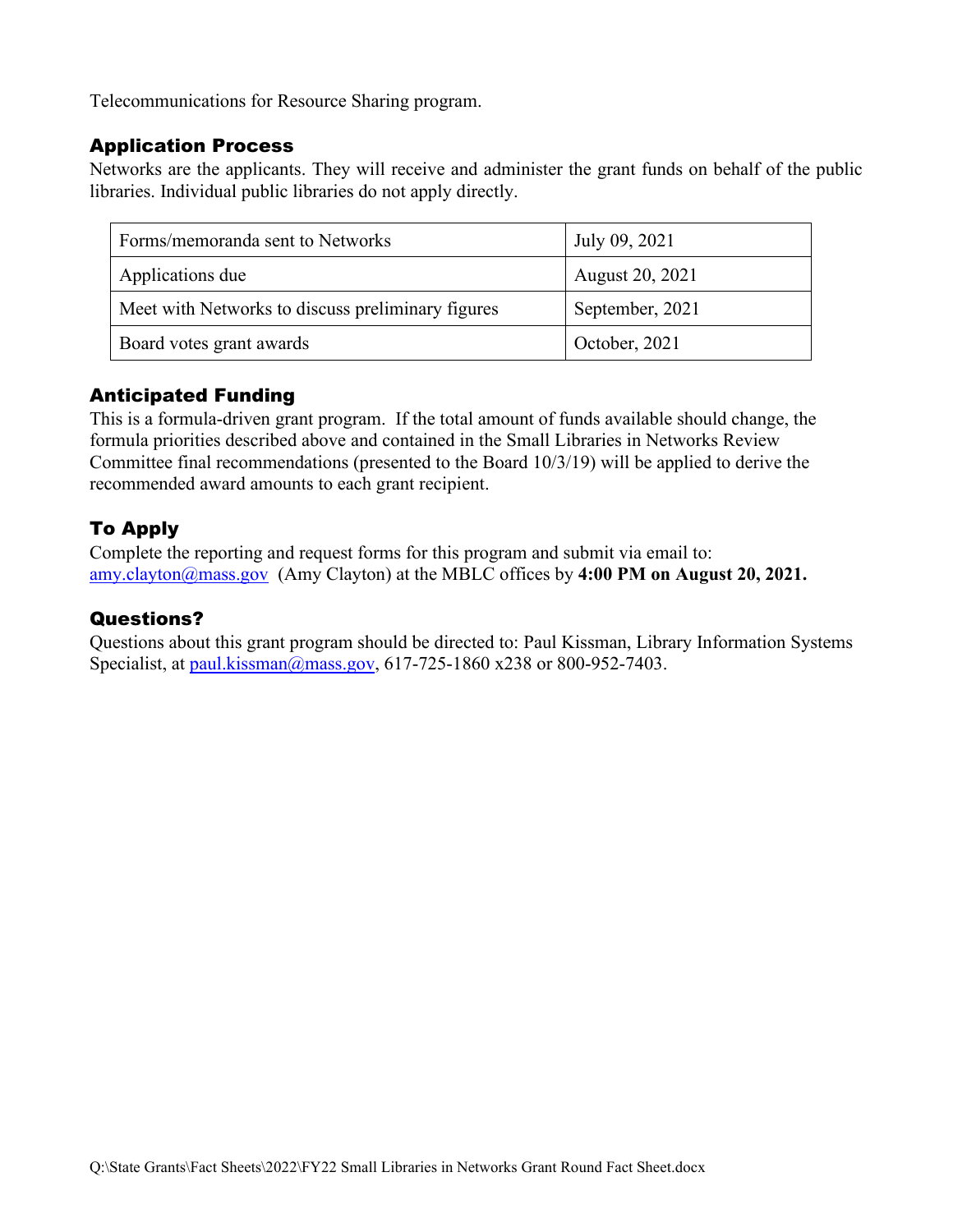Telecommunications for Resource Sharing program.

## Application Process

Networks are the applicants. They will receive and administer the grant funds on behalf of the public libraries. Individual public libraries do not apply directly.

| | |
|---|---|
| Forms/memoranda sent to Networks | July 09, 2021 |
| Applications due | August 20, 2021 |
| Meet with Networks to discuss preliminary figures | September, 2021 |
| Board votes grant awards | October, 2021 |

## Anticipated Funding

This is a formula-driven grant program. If the total amount of funds available should change, the formula priorities described above and contained in the Small Libraries in Networks Review Committee final recommendations (presented to the Board 10/3/19) will be applied to derive the recommended award amounts to each grant recipient.

## To Apply

Complete the reporting and request forms for this program and submit via email to: amy.clayton@mass.gov (Amy Clayton) at the MBLC offices by **4:00 PM on August 20, 2021.**

## Questions?

Questions about this grant program should be directed to: Paul Kissman, Library Information Systems Specialist, at paul.kissman@mass.gov, 617-725-1860 x238 or 800-952-7403.

Q:\State Grants\Fact Sheets\2022\FY22 Small Libraries in Networks Grant Round Fact Sheet.docx